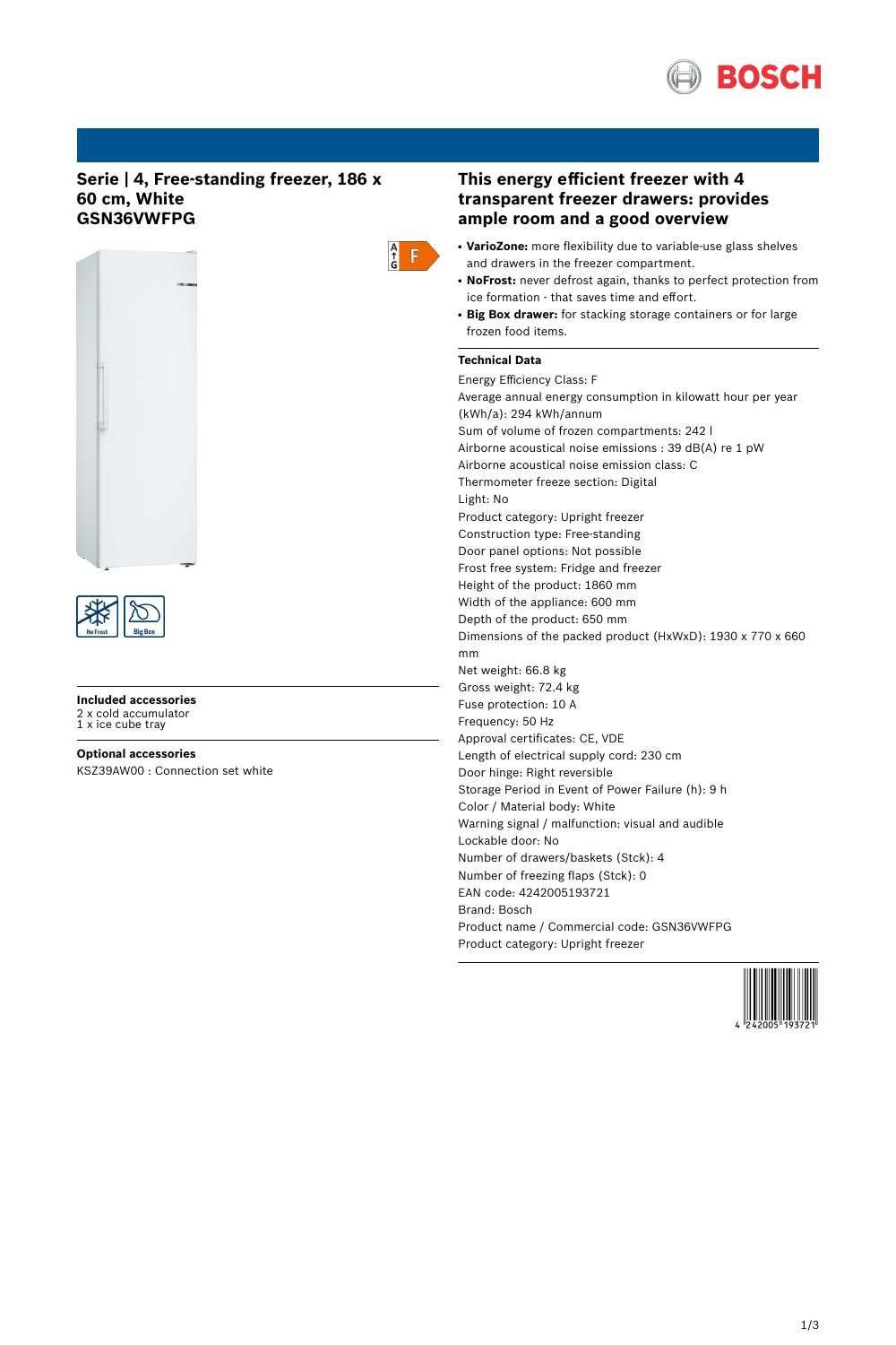# Serie | 4, Free-standing freezer, 186 x 60 cm, White GSN36VWFPG

F

No Frost | Big Box

**Included accessories**
2 x cold accumulator
1 x ice cube tray

**Optional accessories**
KSZ39AW00 : Connection set white

## This energy efficient freezer with 4 transparent freezer drawers: provides ample room and a good overview

- **VarioZone:** more flexibility due to variable-use glass shelves and drawers in the freezer compartment.
- **NoFrost:** never defrost again, thanks to perfect protection from ice formation - that saves time and effort.
- **Big Box drawer:** for stacking storage containers or for large frozen food items.

**Technical Data**

Energy Efficiency Class: F
Average annual energy consumption in kilowatt hour per year (kWh/a): 294 kWh/annum
Sum of volume of frozen compartments: 242 l
Airborne acoustical noise emissions : 39 dB(A) re 1 pW
Airborne acoustical noise emission class: C
Thermometer freeze section: Digital
Light: No
Product category: Upright freezer
Construction type: Free-standing
Door panel options: Not possible
Frost free system: Fridge and freezer
Height of the product: 1860 mm
Width of the appliance: 600 mm
Depth of the product: 650 mm
Dimensions of the packed product (HxWxD): 1930 x 770 x 660 mm
Net weight: 66.8 kg
Gross weight: 72.4 kg
Fuse protection: 10 A
Frequency: 50 Hz
Approval certificates: CE, VDE
Length of electrical supply cord: 230 cm
Door hinge: Right reversible
Storage Period in Event of Power Failure (h): 9 h
Color / Material body: White
Warning signal / malfunction: visual and audible
Lockable door: No
Number of drawers/baskets (Stck): 4
Number of freezing flaps (Stck): 0
EAN code: 4242005193721
Brand: Bosch
Product name / Commercial code: GSN36VWFPG
Product category: Upright freezer

4 242005 193721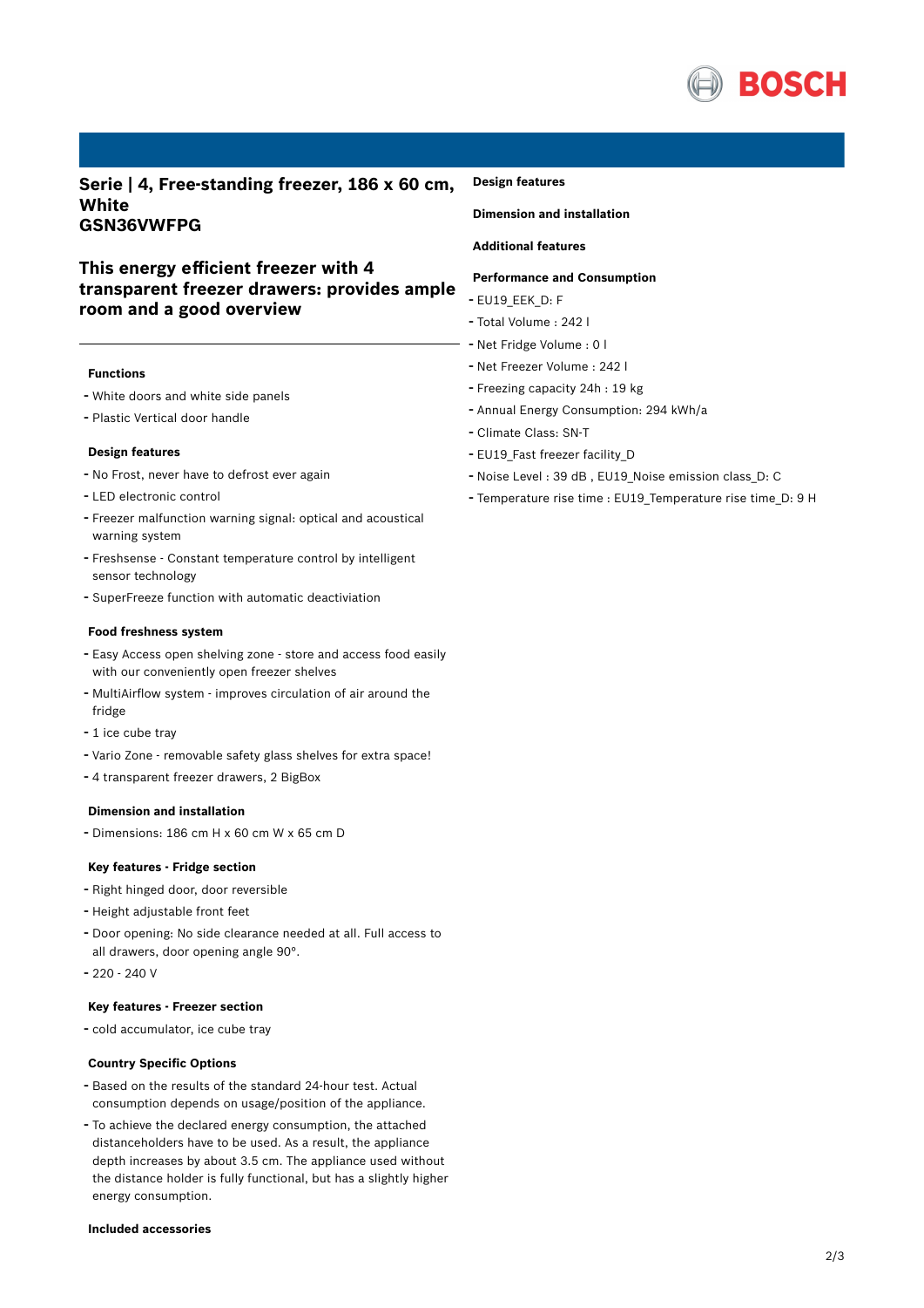## Serie | 4, Free-standing freezer, 186 x 60 cm, White
## GSN36VWFPG

### This energy efficient freezer with 4 transparent freezer drawers: provides ample room and a good overview

#### Functions

- White doors and white side panels
- Plastic Vertical door handle

#### Design features

- No Frost, never have to defrost ever again
- LED electronic control
- Freezer malfunction warning signal: optical and acoustical warning system
- Freshsense - Constant temperature control by intelligent sensor technology
- SuperFreeze function with automatic deactiviation

#### Food freshness system

- Easy Access open shelving zone - store and access food easily with our conveniently open freezer shelves
- MultiAirflow system - improves circulation of air around the fridge
- 1 ice cube tray
- Vario Zone - removable safety glass shelves for extra space!
- 4 transparent freezer drawers, 2 BigBox

#### Dimension and installation

- Dimensions: 186 cm H x 60 cm W x 65 cm D

#### Key features - Fridge section

- Right hinged door, door reversible
- Height adjustable front feet
- Door opening: No side clearance needed at all. Full access to all drawers, door opening angle 90°.
- 220 - 240 V

#### Key features - Freezer section

- cold accumulator, ice cube tray

#### Country Specific Options

- Based on the results of the standard 24-hour test. Actual consumption depends on usage/position of the appliance.
- To achieve the declared energy consumption, the attached distanceholders have to be used. As a result, the appliance depth increases by about 3.5 cm. The appliance used without the distance holder is fully functional, but has a slightly higher energy consumption.

#### Included accessories

#### Design features

#### Dimension and installation

#### Additional features

#### Performance and Consumption

- EU19_EEK_D: F
- Total Volume : 242 l
- Net Fridge Volume : 0 l
- Net Freezer Volume : 242 l
- Freezing capacity 24h : 19 kg
- Annual Energy Consumption: 294 kWh/a
- Climate Class: SN-T
- EU19_Fast freezer facility_D
- Noise Level : 39 dB , EU19_Noise emission class_D: C
- Temperature rise time : EU19_Temperature rise time_D: 9 H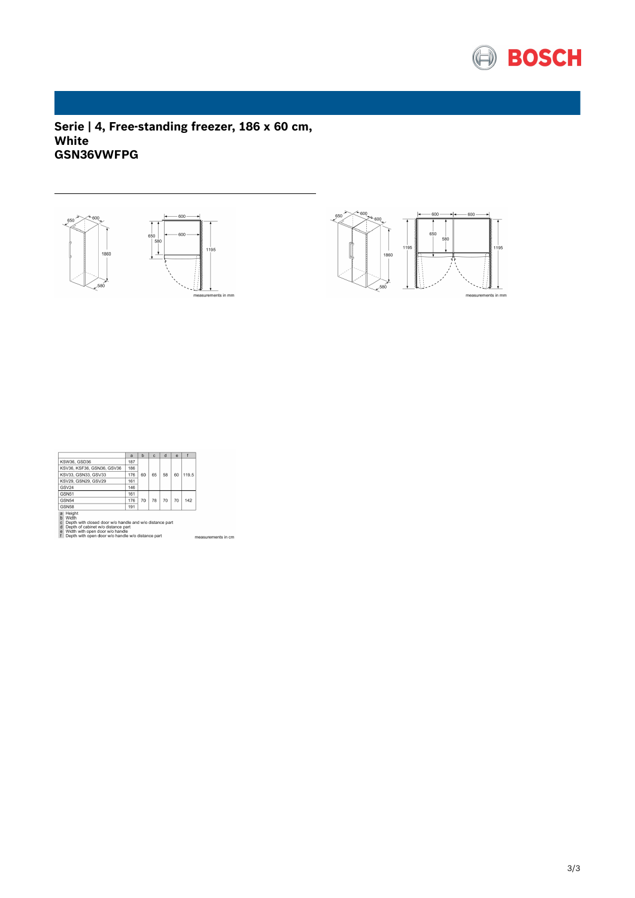**Serie | 4, Free-standing freezer, 186 x 60 cm, White**
**GSN36VWFPG**

650
600
1860
580

600
600
650
580
1195
measurements in mm

650
600
600
1860
580

600
600
650
580
1195
1195
measurements in mm

| | a | b | c | d | e | f |
|---|---|---|---|---|---|---|
| KSW36, GSD36 | 187 | | | | | |
| KSV36, KSF36, GSN36, GSV36 | 186 | | | | | |
| KSV33, GSN33, GSV33 | 176 | 60 | 65 | 58 | 60 | 119.5 |
| KSV29, GSN29, GSV29 | 161 | | | | | |
| GSV24 | 146 | | | | | |
| GSN51 | 161 | | | | | |
| GSN54 | 176 | 70 | 78 | 70 | 70 | 142 |
| GSN58 | 191 | | | | | |

a Height
b Width
c Depth with closed door w/o handle and w/o distance part
d Depth of cabinet w/o distance part
e Width with open door w/o handle
f Depth with open door w/o handle w/o distance part

measurements in cm